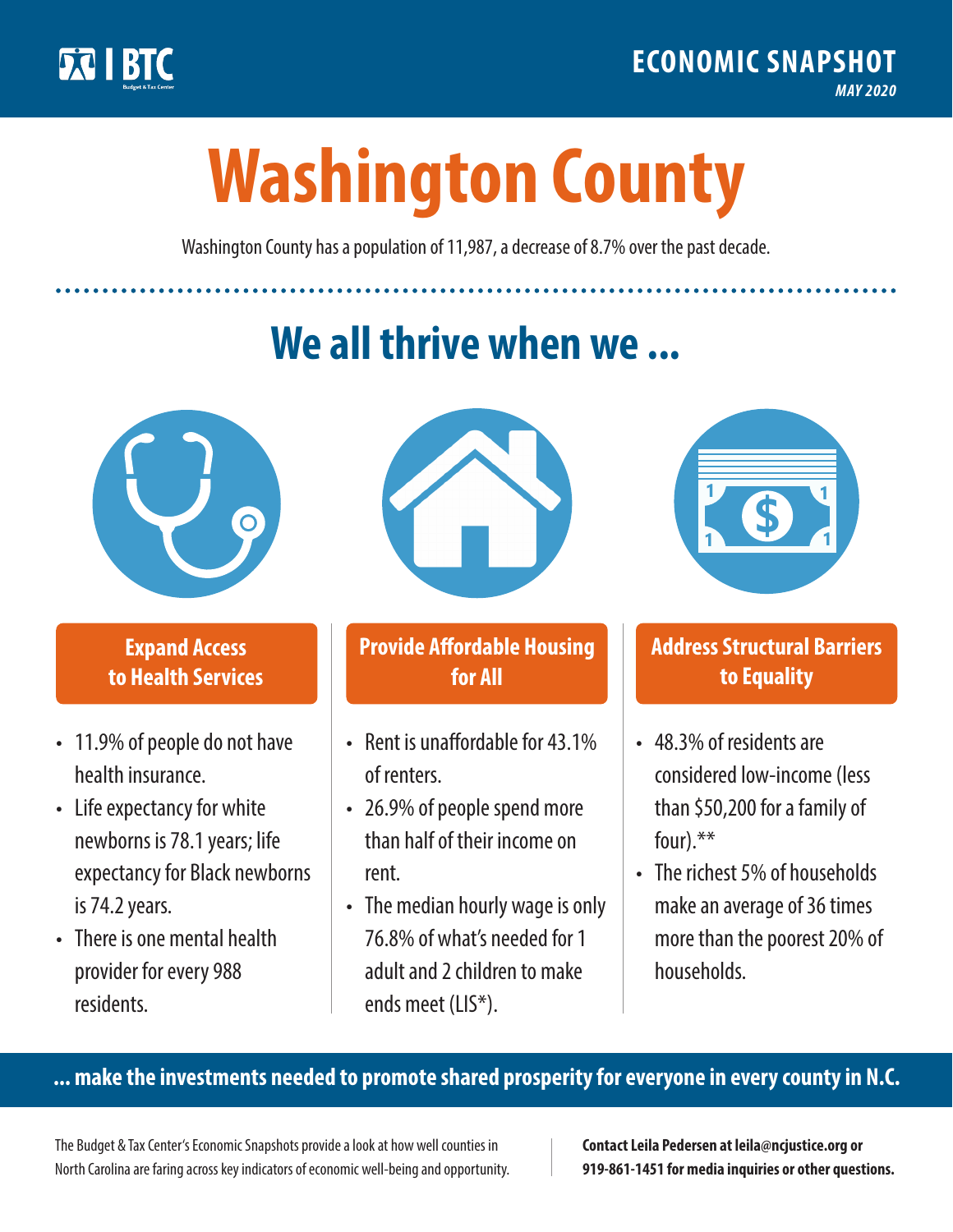BTC Budget & Tax Center

**ECONOMIC SNAPSHOT**
*MAY 2020*

# Washington County

Washington County has a population of 11,987, a decrease of 8.7% over the past decade.

## We all thrive when we ...

### Expand Access to Health Services

- 11.9% of people do not have health insurance.
- Life expectancy for white newborns is 78.1 years; life expectancy for Black newborns is 74.2 years.
- There is one mental health provider for every 988 residents.

### Provide Affordable Housing for All

- Rent is unaffordable for 43.1% of renters.
- 26.9% of people spend more than half of their income on rent.
- The median hourly wage is only 76.8% of what's needed for 1 adult and 2 children to make ends meet (LIS*).

### Address Structural Barriers to Equality

- 48.3% of residents are considered low-income (less than $50,200 for a family of four).**
- The richest 5% of households make an average of 36 times more than the poorest 20% of households.

**... make the investments needed to promote shared prosperity for everyone in every county in N.C.**

The Budget & Tax Center's Economic Snapshots provide a look at how well counties in North Carolina are faring across key indicators of economic well-being and opportunity.

**Contact Leila Pedersen at leila@ncjustice.org or 919-861-1451 for media inquiries or other questions.**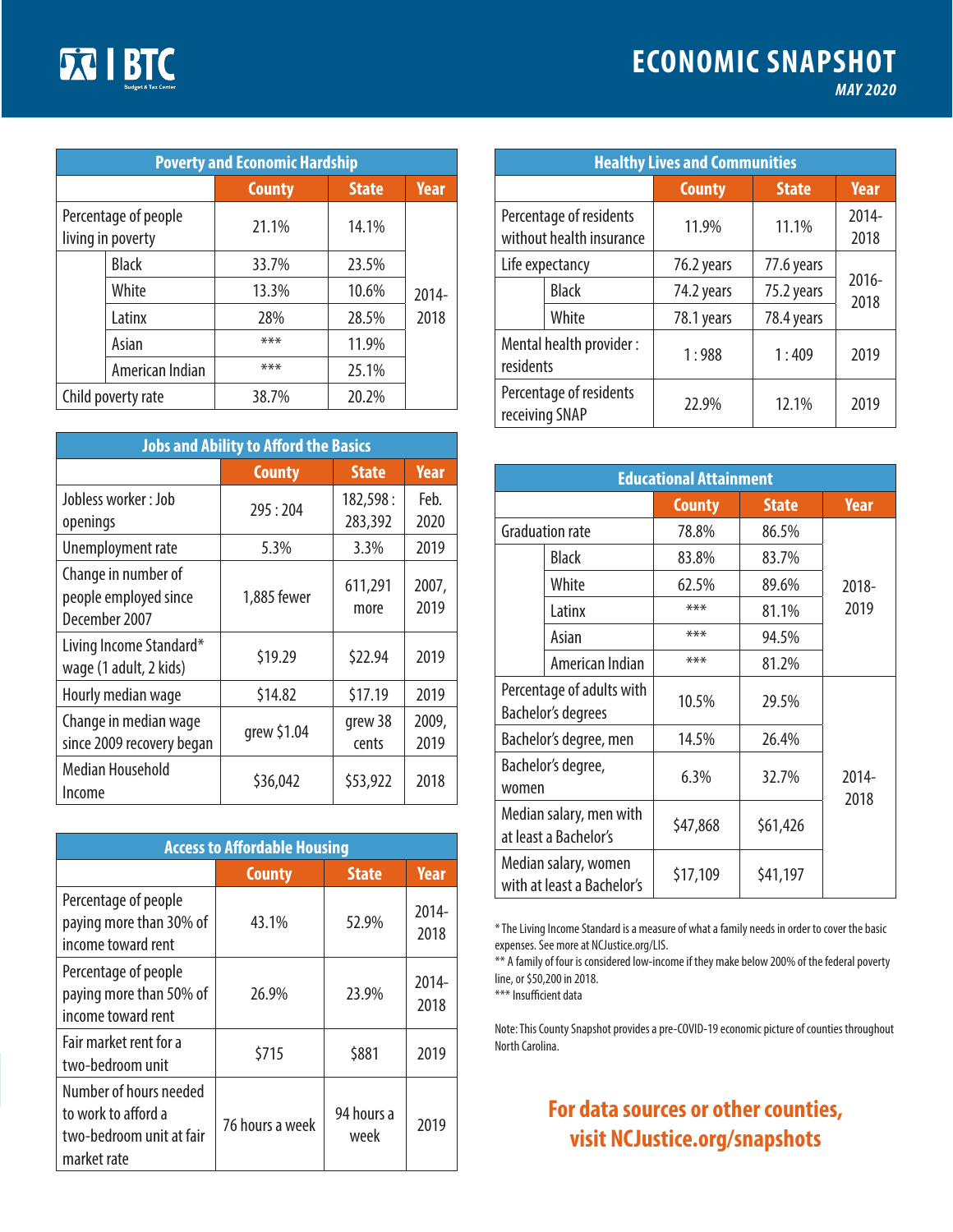# ECONOMIC SNAPSHOT

*MAY 2020*

## Poverty and Economic Hardship

| | County | State | Year |
|---|---|---|---|
| Percentage of people living in poverty | 21.1% | 14.1% | 2014-2018 |
| Black | 33.7% | 23.5% | 2014-2018 |
| White | 13.3% | 10.6% | 2014-2018 |
| Latinx | 28% | 28.5% | 2014-2018 |
| Asian | *** | 11.9% | 2014-2018 |
| American Indian | *** | 25.1% | 2014-2018 |
| Child poverty rate | 38.7% | 20.2% | 2014-2018 |

## Jobs and Ability to Afford the Basics

| | County | State | Year |
|---|---|---|---|
| Jobless worker : Job openings | 295 : 204 | 182,598 : 283,392 | Feb. 2020 |
| Unemployment rate | 5.3% | 3.3% | 2019 |
| Change in number of people employed since December 2007 | 1,885 fewer | 611,291 more | 2007, 2019 |
| Living Income Standard* wage (1 adult, 2 kids) | $19.29 | $22.94 | 2019 |
| Hourly median wage | $14.82 | $17.19 | 2019 |
| Change in median wage since 2009 recovery began | grew $1.04 | grew 38 cents | 2009, 2019 |
| Median Household Income | $36,042 | $53,922 | 2018 |

## Access to Affordable Housing

| | County | State | Year |
|---|---|---|---|
| Percentage of people paying more than 30% of income toward rent | 43.1% | 52.9% | 2014-2018 |
| Percentage of people paying more than 50% of income toward rent | 26.9% | 23.9% | 2014-2018 |
| Fair market rent for a two-bedroom unit | $715 | $881 | 2019 |
| Number of hours needed to work to afford a two-bedroom unit at fair market rate | 76 hours a week | 94 hours a week | 2019 |

## Healthy Lives and Communities

| | County | State | Year |
|---|---|---|---|
| Percentage of residents without health insurance | 11.9% | 11.1% | 2014-2018 |
| Life expectancy | 76.2 years | 77.6 years | 2016-2018 |
| Black | 74.2 years | 75.2 years | 2016-2018 |
| White | 78.1 years | 78.4 years | 2016-2018 |
| Mental health provider : residents | 1 : 988 | 1 : 409 | 2019 |
| Percentage of residents receiving SNAP | 22.9% | 12.1% | 2019 |

## Educational Attainment

| | County | State | Year |
|---|---|---|---|
| Graduation rate | 78.8% | 86.5% | 2018-2019 |
| Black | 83.8% | 83.7% | 2018-2019 |
| White | 62.5% | 89.6% | 2018-2019 |
| Latinx | *** | 81.1% | 2018-2019 |
| Asian | *** | 94.5% | 2018-2019 |
| American Indian | *** | 81.2% | 2018-2019 |
| Percentage of adults with Bachelor's degrees | 10.5% | 29.5% | 2014-2018 |
| Bachelor's degree, men | 14.5% | 26.4% | 2014-2018 |
| Bachelor's degree, women | 6.3% | 32.7% | 2014-2018 |
| Median salary, men with at least a Bachelor's | $47,868 | $61,426 | 2014-2018 |
| Median salary, women with at least a Bachelor's | $17,109 | $41,197 | 2014-2018 |

* The Living Income Standard is a measure of what a family needs in order to cover the basic expenses. See more at NCJustice.org/LIS.

** A family of four is considered low-income if they make below 200% of the federal poverty line, or $50,200 in 2018.

*** Insufficient data

Note: This County Snapshot provides a pre-COVID-19 economic picture of counties throughout North Carolina.

**For data sources or other counties, visit NCJustice.org/snapshots**